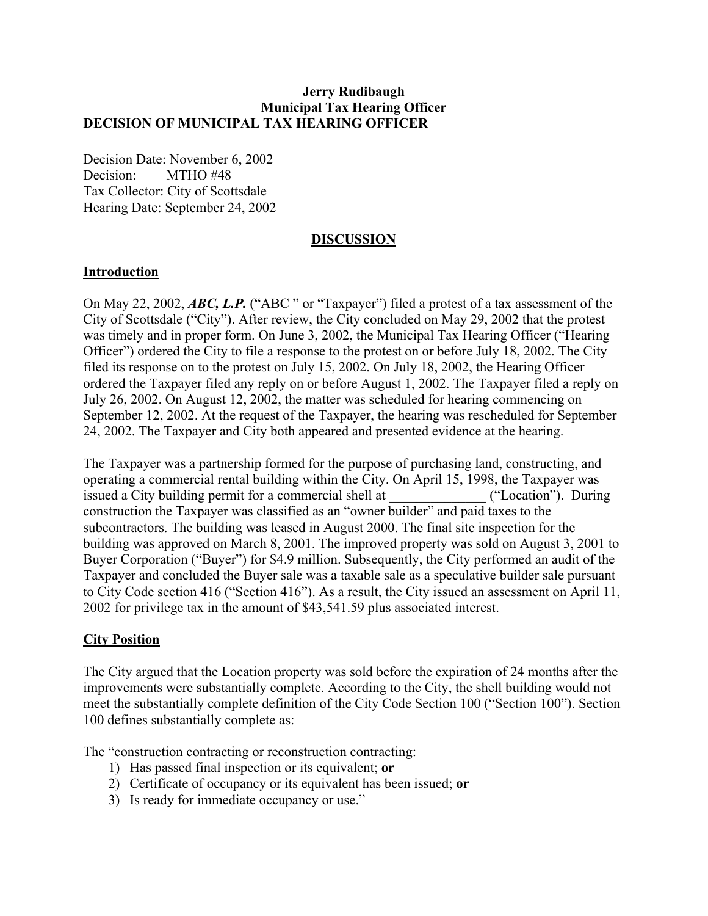**Jerry Rudibaugh**
**Municipal Tax Hearing Officer**
**DECISION OF MUNICIPAL TAX HEARING OFFICER**

Decision Date: November 6, 2002
Decision: MTHO #48
Tax Collector: City of Scottsdale
Hearing Date: September 24, 2002

## DISCUSSION

### Introduction

On May 22, 2002, ***ABC, L.P.*** ("ABC " or "Taxpayer") filed a protest of a tax assessment of the City of Scottsdale ("City"). After review, the City concluded on May 29, 2002 that the protest was timely and in proper form. On June 3, 2002, the Municipal Tax Hearing Officer ("Hearing Officer") ordered the City to file a response to the protest on or before July 18, 2002. The City filed its response on to the protest on July 15, 2002. On July 18, 2002, the Hearing Officer ordered the Taxpayer filed any reply on or before August 1, 2002. The Taxpayer filed a reply on July 26, 2002. On August 12, 2002, the matter was scheduled for hearing commencing on September 12, 2002. At the request of the Taxpayer, the hearing was rescheduled for September 24, 2002. The Taxpayer and City both appeared and presented evidence at the hearing.

The Taxpayer was a partnership formed for the purpose of purchasing land, constructing, and operating a commercial rental building within the City. On April 15, 1998, the Taxpayer was issued a City building permit for a commercial shell at ______________ ("Location"). During construction the Taxpayer was classified as an "owner builder" and paid taxes to the subcontractors. The building was leased in August 2000. The final site inspection for the building was approved on March 8, 2001. The improved property was sold on August 3, 2001 to Buyer Corporation ("Buyer") for $4.9 million. Subsequently, the City performed an audit of the Taxpayer and concluded the Buyer sale was a taxable sale as a speculative builder sale pursuant to City Code section 416 ("Section 416"). As a result, the City issued an assessment on April 11, 2002 for privilege tax in the amount of $43,541.59 plus associated interest.

### City Position

The City argued that the Location property was sold before the expiration of 24 months after the improvements were substantially complete. According to the City, the shell building would not meet the substantially complete definition of the City Code Section 100 ("Section 100"). Section 100 defines substantially complete as:

The "construction contracting or reconstruction contracting:

1) Has passed final inspection or its equivalent; **or**
2) Certificate of occupancy or its equivalent has been issued; **or**
3) Is ready for immediate occupancy or use."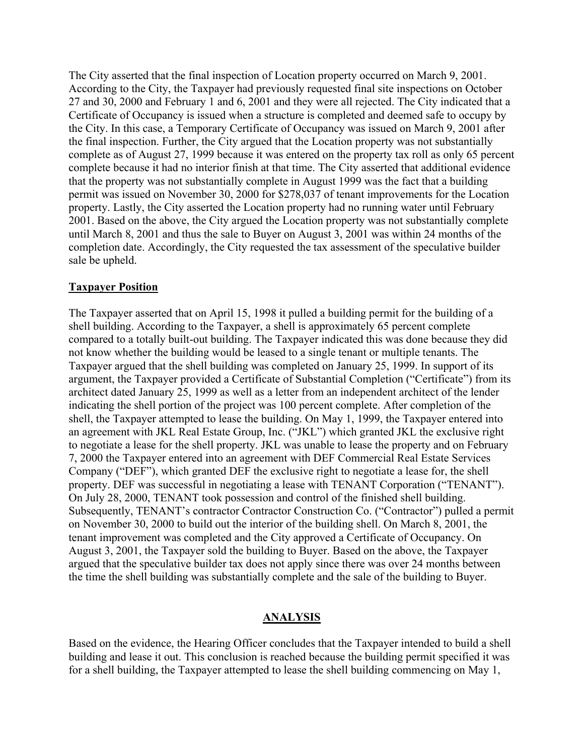The City asserted that the final inspection of Location property occurred on March 9, 2001. According to the City, the Taxpayer had previously requested final site inspections on October 27 and 30, 2000 and February 1 and 6, 2001 and they were all rejected. The City indicated that a Certificate of Occupancy is issued when a structure is completed and deemed safe to occupy by the City. In this case, a Temporary Certificate of Occupancy was issued on March 9, 2001 after the final inspection. Further, the City argued that the Location property was not substantially complete as of August 27, 1999 because it was entered on the property tax roll as only 65 percent complete because it had no interior finish at that time. The City asserted that additional evidence that the property was not substantially complete in August 1999 was the fact that a building permit was issued on November 30, 2000 for $278,037 of tenant improvements for the Location property. Lastly, the City asserted the Location property had no running water until February 2001. Based on the above, the City argued the Location property was not substantially complete until March 8, 2001 and thus the sale to Buyer on August 3, 2001 was within 24 months of the completion date. Accordingly, the City requested the tax assessment of the speculative builder sale be upheld.

## Taxpayer Position

The Taxpayer asserted that on April 15, 1998 it pulled a building permit for the building of a shell building. According to the Taxpayer, a shell is approximately 65 percent complete compared to a totally built-out building. The Taxpayer indicated this was done because they did not know whether the building would be leased to a single tenant or multiple tenants. The Taxpayer argued that the shell building was completed on January 25, 1999. In support of its argument, the Taxpayer provided a Certificate of Substantial Completion ("Certificate") from its architect dated January 25, 1999 as well as a letter from an independent architect of the lender indicating the shell portion of the project was 100 percent complete. After completion of the shell, the Taxpayer attempted to lease the building. On May 1, 1999, the Taxpayer entered into an agreement with JKL Real Estate Group, Inc. ("JKL") which granted JKL the exclusive right to negotiate a lease for the shell property. JKL was unable to lease the property and on February 7, 2000 the Taxpayer entered into an agreement with DEF Commercial Real Estate Services Company ("DEF"), which granted DEF the exclusive right to negotiate a lease for, the shell property. DEF was successful in negotiating a lease with TENANT Corporation ("TENANT"). On July 28, 2000, TENANT took possession and control of the finished shell building. Subsequently, TENANT's contractor Contractor Construction Co. ("Contractor") pulled a permit on November 30, 2000 to build out the interior of the building shell. On March 8, 2001, the tenant improvement was completed and the City approved a Certificate of Occupancy. On August 3, 2001, the Taxpayer sold the building to Buyer. Based on the above, the Taxpayer argued that the speculative builder tax does not apply since there was over 24 months between the time the shell building was substantially complete and the sale of the building to Buyer.

## ANALYSIS

Based on the evidence, the Hearing Officer concludes that the Taxpayer intended to build a shell building and lease it out. This conclusion is reached because the building permit specified it was for a shell building, the Taxpayer attempted to lease the shell building commencing on May 1,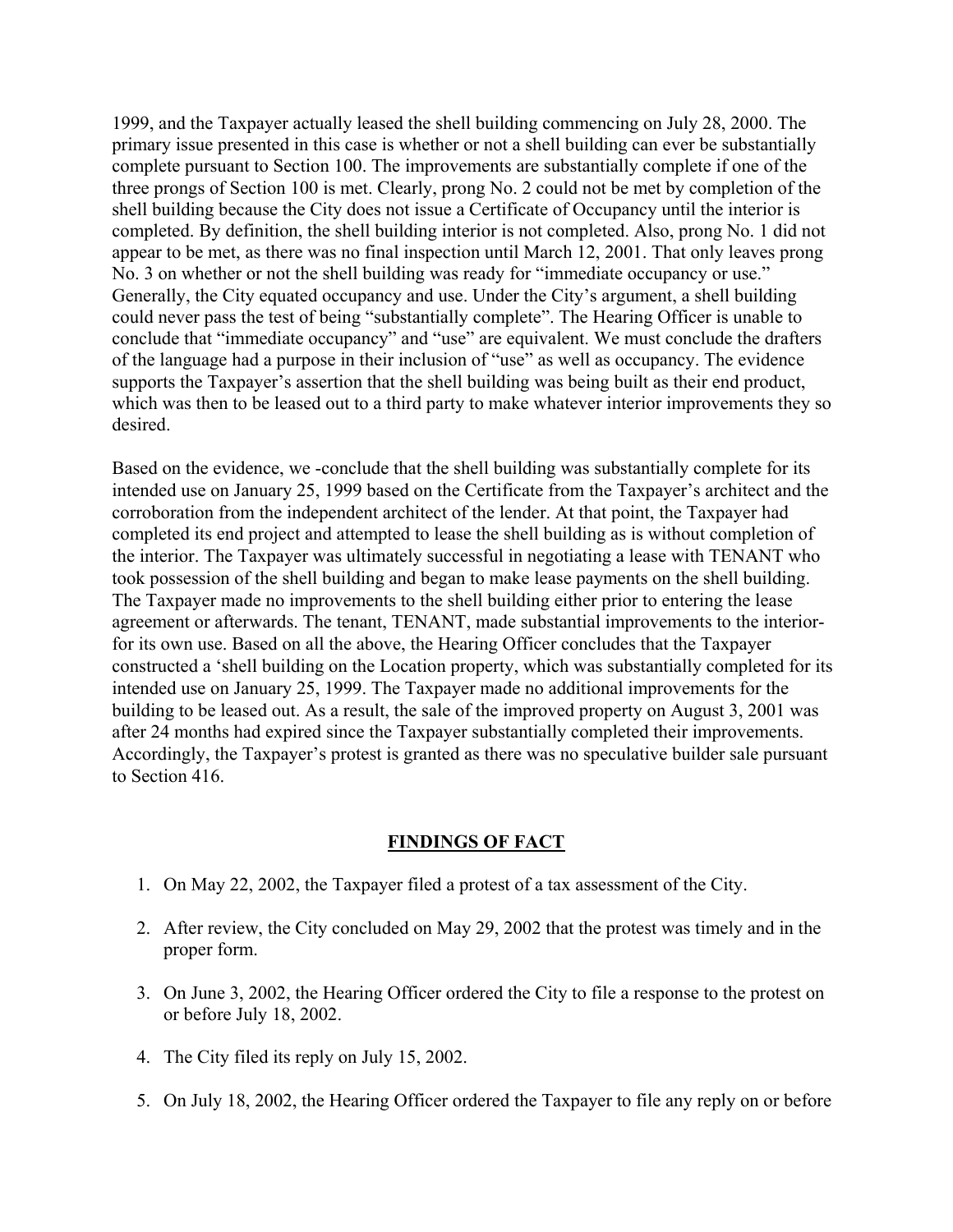1999, and the Taxpayer actually leased the shell building commencing on July 28, 2000. The primary issue presented in this case is whether or not a shell building can ever be substantially complete pursuant to Section 100. The improvements are substantially complete if one of the three prongs of Section 100 is met. Clearly, prong No. 2 could not be met by completion of the shell building because the City does not issue a Certificate of Occupancy until the interior is completed. By definition, the shell building interior is not completed. Also, prong No. 1 did not appear to be met, as there was no final inspection until March 12, 2001. That only leaves prong No. 3 on whether or not the shell building was ready for "immediate occupancy or use." Generally, the City equated occupancy and use. Under the City's argument, a shell building could never pass the test of being "substantially complete". The Hearing Officer is unable to conclude that "immediate occupancy" and "use" are equivalent. We must conclude the drafters of the language had a purpose in their inclusion of "use" as well as occupancy. The evidence supports the Taxpayer's assertion that the shell building was being built as their end product, which was then to be leased out to a third party to make whatever interior improvements they so desired.

Based on the evidence, we -conclude that the shell building was substantially complete for its intended use on January 25, 1999 based on the Certificate from the Taxpayer's architect and the corroboration from the independent architect of the lender. At that point, the Taxpayer had completed its end project and attempted to lease the shell building as is without completion of the interior. The Taxpayer was ultimately successful in negotiating a lease with TENANT who took possession of the shell building and began to make lease payments on the shell building. The Taxpayer made no improvements to the shell building either prior to entering the lease agreement or afterwards. The tenant, TENANT, made substantial improvements to the interior-for its own use. Based on all the above, the Hearing Officer concludes that the Taxpayer constructed a 'shell building on the Location property, which was substantially completed for its intended use on January 25, 1999. The Taxpayer made no additional improvements for the building to be leased out. As a result, the sale of the improved property on August 3, 2001 was after 24 months had expired since the Taxpayer substantially completed their improvements. Accordingly, the Taxpayer's protest is granted as there was no speculative builder sale pursuant to Section 416.

## FINDINGS OF FACT

1. On May 22, 2002, the Taxpayer filed a protest of a tax assessment of the City.

2. After review, the City concluded on May 29, 2002 that the protest was timely and in the proper form.

3. On June 3, 2002, the Hearing Officer ordered the City to file a response to the protest on or before July 18, 2002.

4. The City filed its reply on July 15, 2002.

5. On July 18, 2002, the Hearing Officer ordered the Taxpayer to file any reply on or before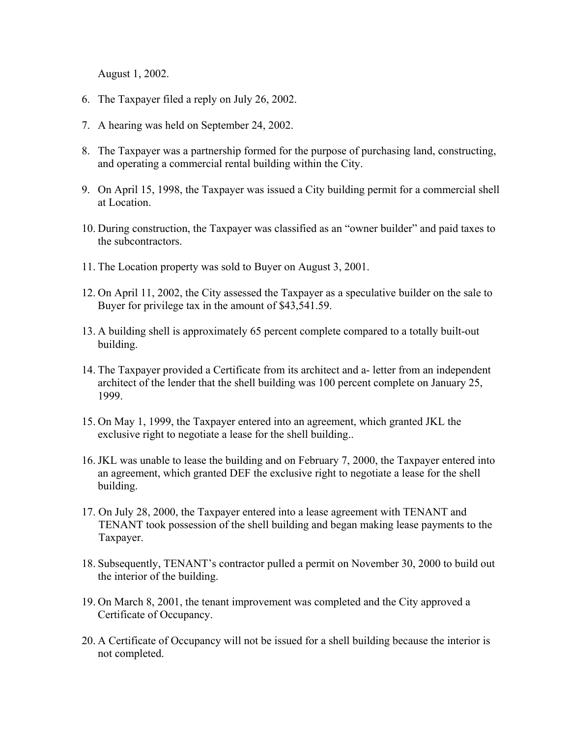August 1, 2002.

6. The Taxpayer filed a reply on July 26, 2002.

7. A hearing was held on September 24, 2002.

8. The Taxpayer was a partnership formed for the purpose of purchasing land, constructing, and operating a commercial rental building within the City.

9. On April 15, 1998, the Taxpayer was issued a City building permit for a commercial shell at Location.

10. During construction, the Taxpayer was classified as an "owner builder" and paid taxes to the subcontractors.

11. The Location property was sold to Buyer on August 3, 2001.

12. On April 11, 2002, the City assessed the Taxpayer as a speculative builder on the sale to Buyer for privilege tax in the amount of $43,541.59.

13. A building shell is approximately 65 percent complete compared to a totally built-out building.

14. The Taxpayer provided a Certificate from its architect and a- letter from an independent architect of the lender that the shell building was 100 percent complete on January 25, 1999.

15. On May 1, 1999, the Taxpayer entered into an agreement, which granted JKL the exclusive right to negotiate a lease for the shell building..

16. JKL was unable to lease the building and on February 7, 2000, the Taxpayer entered into an agreement, which granted DEF the exclusive right to negotiate a lease for the shell building.

17. On July 28, 2000, the Taxpayer entered into a lease agreement with TENANT and TENANT took possession of the shell building and began making lease payments to the Taxpayer.

18. Subsequently, TENANT's contractor pulled a permit on November 30, 2000 to build out the interior of the building.

19. On March 8, 2001, the tenant improvement was completed and the City approved a Certificate of Occupancy.

20. A Certificate of Occupancy will not be issued for a shell building because the interior is not completed.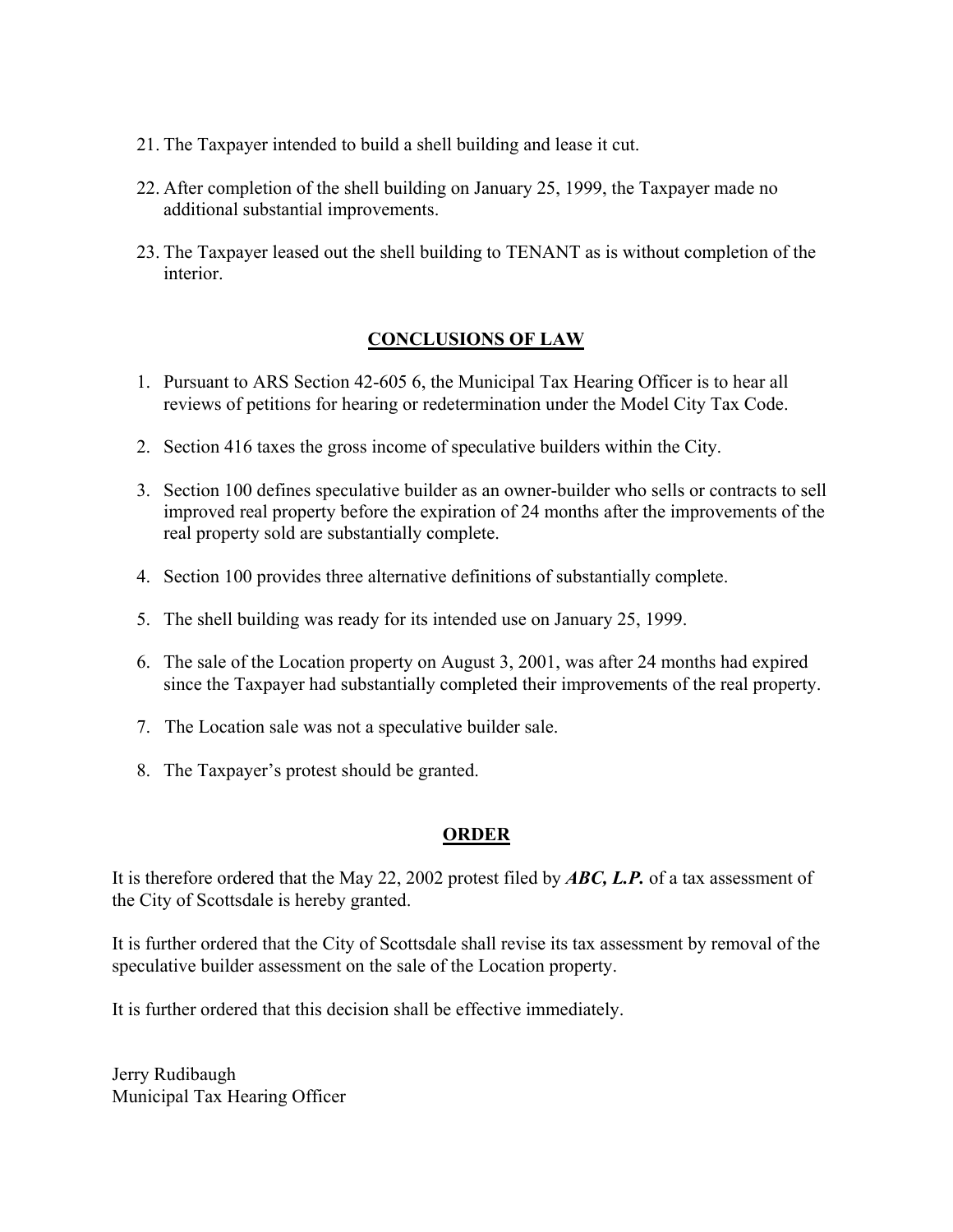21. The Taxpayer intended to build a shell building and lease it cut.

22. After completion of the shell building on January 25, 1999, the Taxpayer made no additional substantial improvements.

23. The Taxpayer leased out the shell building to TENANT as is without completion of the interior.

## CONCLUSIONS OF LAW

1. Pursuant to ARS Section 42-605 6, the Municipal Tax Hearing Officer is to hear all reviews of petitions for hearing or redetermination under the Model City Tax Code.

2. Section 416 taxes the gross income of speculative builders within the City.

3. Section 100 defines speculative builder as an owner-builder who sells or contracts to sell improved real property before the expiration of 24 months after the improvements of the real property sold are substantially complete.

4. Section 100 provides three alternative definitions of substantially complete.

5. The shell building was ready for its intended use on January 25, 1999.

6. The sale of the Location property on August 3, 2001, was after 24 months had expired since the Taxpayer had substantially completed their improvements of the real property.

7. The Location sale was not a speculative builder sale.

8. The Taxpayer's protest should be granted.

## ORDER

It is therefore ordered that the May 22, 2002 protest filed by ***ABC, L.P.*** of a tax assessment of the City of Scottsdale is hereby granted.

It is further ordered that the City of Scottsdale shall revise its tax assessment by removal of the speculative builder assessment on the sale of the Location property.

It is further ordered that this decision shall be effective immediately.

Jerry Rudibaugh
Municipal Tax Hearing Officer